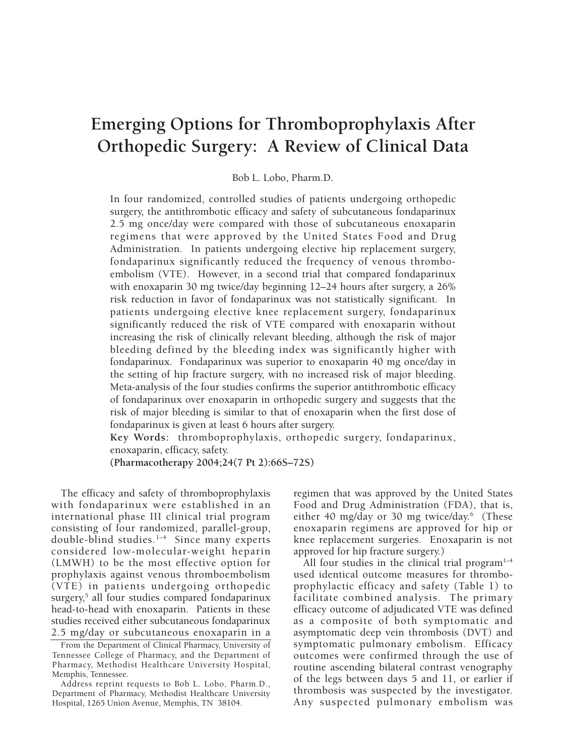// Emerging Options for Thromboprophylaxis After Orthopedic Surgery: A Review of Clinical Data

Bob L. Lobo, Pharm.D.

In four randomized, controlled studies of patients undergoing orthopedic surgery, the antithrombotic efficacy and safety of subcutaneous fondaparinux 2.5 mg once/day were compared with those of subcutaneous enoxaparin regimens that were approved by the United States Food and Drug Administration. In patients undergoing elective hip replacement surgery, fondaparinux significantly reduced the frequency of venous thromboembolism (VTE). However, in a second trial that compared fondaparinux with enoxaparin 30 mg twice/day beginning 12–24 hours after surgery, a 26% risk reduction in favor of fondaparinux was not statistically significant. In patients undergoing elective knee replacement surgery, fondaparinux significantly reduced the risk of VTE compared with enoxaparin without increasing the risk of clinically relevant bleeding, although the risk of major bleeding defined by the bleeding index was significantly higher with fondaparinux. Fondaparinux was superior to enoxaparin 40 mg once/day in the setting of hip fracture surgery, with no increased risk of major bleeding. Meta-analysis of the four studies confirms the superior antithrombotic efficacy of fondaparinux over enoxaparin in orthopedic surgery and suggests that the risk of major bleeding is similar to that of enoxaparin when the first dose of fondaparinux is given at least 6 hours after surgery.

**Key Words:** thromboprophylaxis, orthopedic surgery, fondaparinux, enoxaparin, efficacy, safety.

**(Pharmacotherapy 2004;24(7 Pt 2):66S–72S)**

The efficacy and safety of thromboprophylaxis with fondaparinux were established in an international phase III clinical trial program consisting of four randomized, parallel-group, double-blind studies.[1–4] Since many experts considered low-molecular-weight heparin (LMWH) to be the most effective option for prophylaxis against venous thromboembolism (VTE) in patients undergoing orthopedic surgery,[5] all four studies compared fondaparinux head-to-head with enoxaparin. Patients in these studies received either subcutaneous fondaparinux 2.5 mg/day or subcutaneous enoxaparin in a regimen that was approved by the United States Food and Drug Administration (FDA), that is, either 40 mg/day or 30 mg twice/day.[6] (These enoxaparin regimens are approved for hip or knee replacement surgeries. Enoxaparin is not approved for hip fracture surgery.)

All four studies in the clinical trial program[1–4] used identical outcome measures for thromboprophylactic efficacy and safety (Table 1) to facilitate combined analysis. The primary efficacy outcome of adjudicated VTE was defined as a composite of both symptomatic and asymptomatic deep vein thrombosis (DVT) and symptomatic pulmonary embolism. Efficacy outcomes were confirmed through the use of routine ascending bilateral contrast venography of the legs between days 5 and 11, or earlier if thrombosis was suspected by the investigator. Any suspected pulmonary embolism was

From the Department of Clinical Pharmacy, University of Tennessee College of Pharmacy, and the Department of Pharmacy, Methodist Healthcare University Hospital, Memphis, Tennessee.

Address reprint requests to Bob L. Lobo, Pharm.D., Department of Pharmacy, Methodist Healthcare University Hospital, 1265 Union Avenue, Memphis, TN 38104.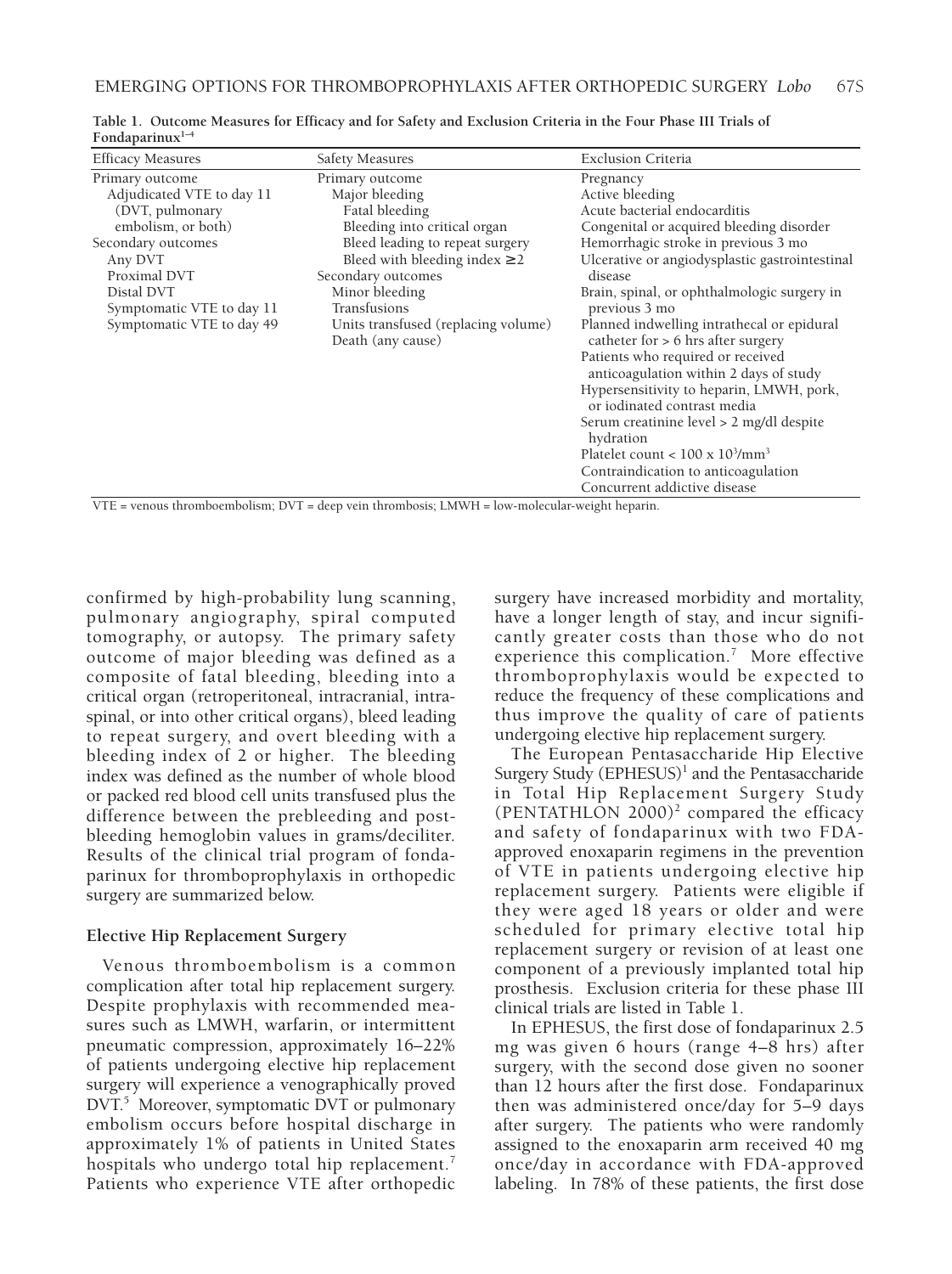**Table 1. Outcome Measures for Efficacy and for Safety and Exclusion Criteria in the Four Phase III Trials of Fondaparinux[1–4]**

| Efficacy Measures | Safety Measures | Exclusion Criteria |
|---|---|---|
| Primary outcome | Primary outcome | Pregnancy |
| Adjudicated VTE to day 11 (DVT, pulmonary embolism, or both) | Major bleeding | Active bleeding |
| | Fatal bleeding | Acute bacterial endocarditis |
| | Bleeding into critical organ | Congenital or acquired bleeding disorder |
| Secondary outcomes | Bleed leading to repeat surgery | Hemorrhagic stroke in previous 3 mo |
| Any DVT | Bleed with bleeding index ≥2 | Ulcerative or angiodysplastic gastrointestinal disease |
| Proximal DVT | Secondary outcomes | Brain, spinal, or ophthalmologic surgery in previous 3 mo |
| Distal DVT | Minor bleeding | Planned indwelling intrathecal or epidural catheter for > 6 hrs after surgery |
| Symptomatic VTE to day 11 | Transfusions | Patients who required or received anticoagulation within 2 days of study |
| Symptomatic VTE to day 49 | Units transfused (replacing volume) | Hypersensitivity to heparin, LMWH, pork, or iodinated contrast media |
| | Death (any cause) | Serum creatinine level > 2 mg/dl despite hydration |
| | | Platelet count < 100 x $10^3$/mm$^3$ |
| | | Contraindication to anticoagulation |
| | | Concurrent addictive disease |

VTE = venous thromboembolism; DVT = deep vein thrombosis; LMWH = low-molecular-weight heparin.

confirmed by high-probability lung scanning, pulmonary angiography, spiral computed tomography, or autopsy. The primary safety outcome of major bleeding was defined as a composite of fatal bleeding, bleeding into a critical organ (retroperitoneal, intracranial, intraspinal, or into other critical organs), bleed leading to repeat surgery, and overt bleeding with a bleeding index of 2 or higher. The bleeding index was defined as the number of whole blood or packed red blood cell units transfused plus the difference between the prebleeding and postbleeding hemoglobin values in grams/deciliter. Results of the clinical trial program of fondaparinux for thromboprophylaxis in orthopedic surgery are summarized below.

### Elective Hip Replacement Surgery

Venous thromboembolism is a common complication after total hip replacement surgery. Despite prophylaxis with recommended measures such as LMWH, warfarin, or intermittent pneumatic compression, approximately 16–22% of patients undergoing elective hip replacement surgery will experience a venographically proved DVT.[5] Moreover, symptomatic DVT or pulmonary embolism occurs before hospital discharge in approximately 1% of patients in United States hospitals who undergo total hip replacement.[7] Patients who experience VTE after orthopedic surgery have increased morbidity and mortality, have a longer length of stay, and incur significantly greater costs than those who do not experience this complication.[7] More effective thromboprophylaxis would be expected to reduce the frequency of these complications and thus improve the quality of care of patients undergoing elective hip replacement surgery.

The European Pentasaccharide Hip Elective Surgery Study (EPHESUS)[1] and the Pentasaccharide in Total Hip Replacement Surgery Study (PENTATHLON 2000)[2] compared the efficacy and safety of fondaparinux with two FDA-approved enoxaparin regimens in the prevention of VTE in patients undergoing elective hip replacement surgery. Patients were eligible if they were aged 18 years or older and were scheduled for primary elective total hip replacement surgery or revision of at least one component of a previously implanted total hip prosthesis. Exclusion criteria for these phase III clinical trials are listed in Table 1.

In EPHESUS, the first dose of fondaparinux 2.5 mg was given 6 hours (range 4–8 hrs) after surgery, with the second dose given no sooner than 12 hours after the first dose. Fondaparinux then was administered once/day for 5–9 days after surgery. The patients who were randomly assigned to the enoxaparin arm received 40 mg once/day in accordance with FDA-approved labeling. In 78% of these patients, the first dose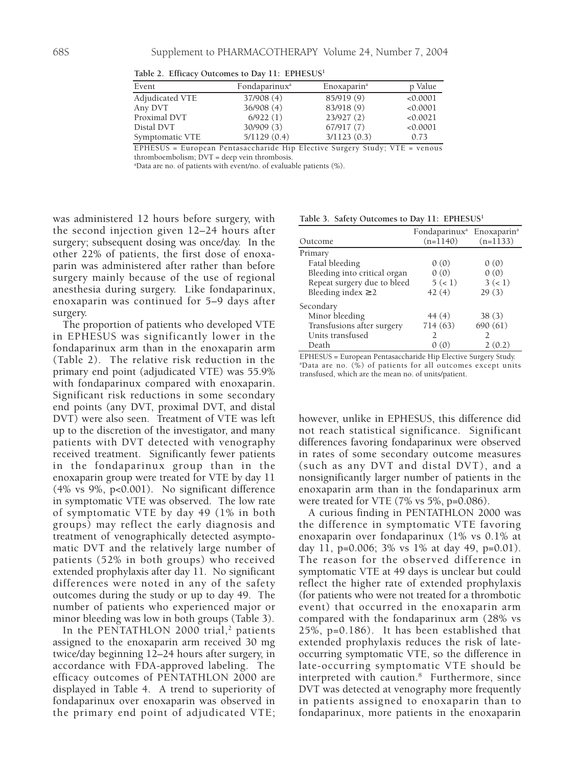**Table 2. Efficacy Outcomes to Day 11: EPHESUS[1]**

| Event | Fondaparinux[a] | Enoxaparin[a] | p Value |
|---|---|---|---|
| Adjudicated VTE | 37/908 (4) | 85/919 (9) | <0.0001 |
| Any DVT | 36/908 (4) | 83/918 (9) | <0.0001 |
| Proximal DVT | 6/922 (1) | 23/927 (2) | <0.0021 |
| Distal DVT | 30/909 (3) | 67/917 (7) | <0.0001 |
| Symptomatic VTE | 5/1129 (0.4) | 3/1123 (0.3) | 0.73 |

EPHESUS = European Pentasaccharide Hip Elective Surgery Study; VTE = venous thromboembolism; DVT = deep vein thrombosis.
[a]Data are no. of patients with event/no. of evaluable patients (%).

was administered 12 hours before surgery, with the second injection given 12–24 hours after surgery; subsequent dosing was once/day. In the other 22% of patients, the first dose of enoxaparin was administered after rather than before surgery mainly because of the use of regional anesthesia during surgery. Like fondaparinux, enoxaparin was continued for 5–9 days after surgery.

The proportion of patients who developed VTE in EPHESUS was significantly lower in the fondaparinux arm than in the enoxaparin arm (Table 2). The relative risk reduction in the primary end point (adjudicated VTE) was 55.9% with fondaparinux compared with enoxaparin. Significant risk reductions in some secondary end points (any DVT, proximal DVT, and distal DVT) were also seen. Treatment of VTE was left up to the discretion of the investigator, and many patients with DVT detected with venography received treatment. Significantly fewer patients in the fondaparinux group than in the enoxaparin group were treated for VTE by day 11 (4% vs 9%, p<0.001). No significant difference in symptomatic VTE was observed. The low rate of symptomatic VTE by day 49 (1% in both groups) may reflect the early diagnosis and treatment of venographically detected asymptomatic DVT and the relatively large number of patients (52% in both groups) who received extended prophylaxis after day 11. No significant differences were noted in any of the safety outcomes during the study or up to day 49. The number of patients who experienced major or minor bleeding was low in both groups (Table 3).

In the PENTATHLON 2000 trial,[2] patients assigned to the enoxaparin arm received 30 mg twice/day beginning 12–24 hours after surgery, in accordance with FDA-approved labeling. The efficacy outcomes of PENTATHLON 2000 are displayed in Table 4. A trend to superiority of fondaparinux over enoxaparin was observed in the primary end point of adjudicated VTE;

**Table 3. Safety Outcomes to Day 11: EPHESUS[1]**

| Outcome | Fondaparinux[a] (n=1140) | Enoxaparin[a] (n=1133) |
|---|---|---|
| Primary | | |
| Fatal bleeding | 0 (0) | 0 (0) |
| Bleeding into critical organ | 0 (0) | 0 (0) |
| Repeat surgery due to bleed | 5 (< 1) | 3 (< 1) |
| Bleeding index ≥ 2 | 42 (4) | 29 (3) |
| Secondary | | |
| Minor bleeding | 44 (4) | 38 (3) |
| Transfusions after surgery | 714 (63) | 690 (61) |
| Units transfused | 2 | 2 |
| Death | 0 (0) | 2 (0.2) |

EPHESUS = European Pentasaccharide Hip Elective Surgery Study.
[a]Data are no. (%) of patients for all outcomes except units transfused, which are the mean no. of units/patient.

however, unlike in EPHESUS, this difference did not reach statistical significance. Significant differences favoring fondaparinux were observed in rates of some secondary outcome measures (such as any DVT and distal DVT), and a nonsignificantly larger number of patients in the enoxaparin arm than in the fondaparinux arm were treated for VTE (7% vs 5%, p=0.086).

A curious finding in PENTATHLON 2000 was the difference in symptomatic VTE favoring enoxaparin over fondaparinux (1% vs 0.1% at day 11, p=0.006; 3% vs 1% at day 49, p=0.01). The reason for the observed difference in symptomatic VTE at 49 days is unclear but could reflect the higher rate of extended prophylaxis (for patients who were not treated for a thrombotic event) that occurred in the enoxaparin arm compared with the fondaparinux arm (28% vs 25%, p=0.186). It has been established that extended prophylaxis reduces the risk of late-occurring symptomatic VTE, so the difference in late-occurring symptomatic VTE should be interpreted with caution.[8] Furthermore, since DVT was detected at venography more frequently in patients assigned to enoxaparin than to fondaparinux, more patients in the enoxaparin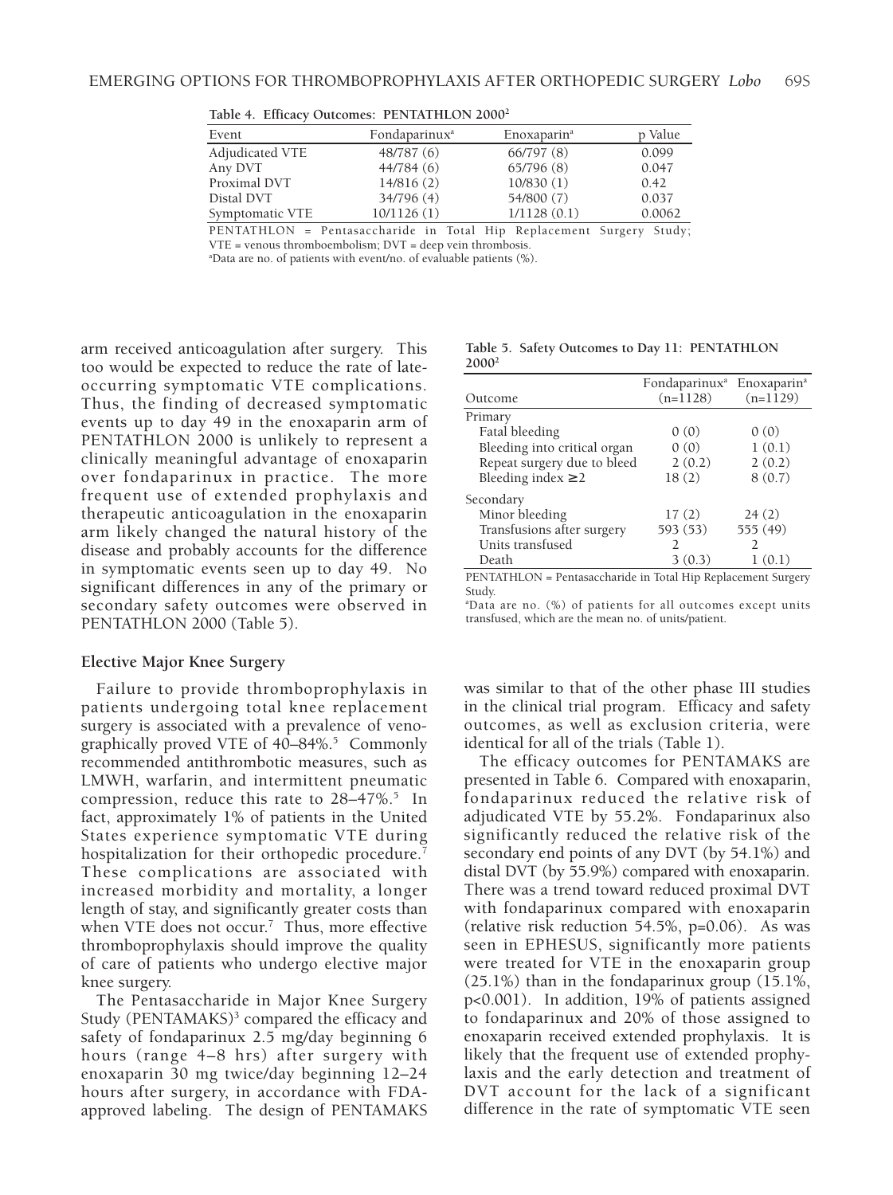**Table 4. Efficacy Outcomes: PENTATHLON 2000[2]**

| Event | Fondaparinux[a] | Enoxaparin[a] | p Value |
|---|---|---|---|
| Adjudicated VTE | 48/787 (6) | 66/797 (8) | 0.099 |
| Any DVT | 44/784 (6) | 65/796 (8) | 0.047 |
| Proximal DVT | 14/816 (2) | 10/830 (1) | 0.42 |
| Distal DVT | 34/796 (4) | 54/800 (7) | 0.037 |
| Symptomatic VTE | 10/1126 (1) | 1/1128 (0.1) | 0.0062 |

PENTATHLON = Pentasaccharide in Total Hip Replacement Surgery Study; VTE = venous thromboembolism; DVT = deep vein thrombosis.
[a]Data are no. of patients with event/no. of evaluable patients (%).

arm received anticoagulation after surgery. This too would be expected to reduce the rate of late-occurring symptomatic VTE complications. Thus, the finding of decreased symptomatic events up to day 49 in the enoxaparin arm of PENTATHLON 2000 is unlikely to represent a clinically meaningful advantage of enoxaparin over fondaparinux in practice. The more frequent use of extended prophylaxis and therapeutic anticoagulation in the enoxaparin arm likely changed the natural history of the disease and probably accounts for the difference in symptomatic events seen up to day 49. No significant differences in any of the primary or secondary safety outcomes were observed in PENTATHLON 2000 (Table 5).

**Table 5. Safety Outcomes to Day 11: PENTATHLON 2000[2]**

| Outcome | Fondaparinux[a] (n=1128) | Enoxaparin[a] (n=1129) |
|---|---|---|
| Primary | | |
| Fatal bleeding | 0 (0) | 0 (0) |
| Bleeding into critical organ | 0 (0) | 1 (0.1) |
| Repeat surgery due to bleed | 2 (0.2) | 2 (0.2) |
| Bleeding index ≥ 2 | 18 (2) | 8 (0.7) |
| Secondary | | |
| Minor bleeding | 17 (2) | 24 (2) |
| Transfusions after surgery | 593 (53) | 555 (49) |
| Units transfused | 2 | 2 |
| Death | 3 (0.3) | 1 (0.1) |

PENTATHLON = Pentasaccharide in Total Hip Replacement Surgery Study.
[a]Data are no. (%) of patients for all outcomes except units transfused, which are the mean no. of units/patient.

### Elective Major Knee Surgery

Failure to provide thromboprophylaxis in patients undergoing total knee replacement surgery is associated with a prevalence of venographically proved VTE of 40–84%.[5] Commonly recommended antithrombotic measures, such as LMWH, warfarin, and intermittent pneumatic compression, reduce this rate to 28–47%.[5] In fact, approximately 1% of patients in the United States experience symptomatic VTE during hospitalization for their orthopedic procedure.[7] These complications are associated with increased morbidity and mortality, a longer length of stay, and significantly greater costs than when VTE does not occur.[7] Thus, more effective thromboprophylaxis should improve the quality of care of patients who undergo elective major knee surgery.

The Pentasaccharide in Major Knee Surgery Study (PENTAMAKS)[3] compared the efficacy and safety of fondaparinux 2.5 mg/day beginning 6 hours (range 4–8 hrs) after surgery with enoxaparin 30 mg twice/day beginning 12–24 hours after surgery, in accordance with FDA-approved labeling. The design of PENTAMAKS was similar to that of the other phase III studies in the clinical trial program. Efficacy and safety outcomes, as well as exclusion criteria, were identical for all of the trials (Table 1).

The efficacy outcomes for PENTAMAKS are presented in Table 6. Compared with enoxaparin, fondaparinux reduced the relative risk of adjudicated VTE by 55.2%. Fondaparinux also significantly reduced the relative risk of the secondary end points of any DVT (by 54.1%) and distal DVT (by 55.9%) compared with enoxaparin. There was a trend toward reduced proximal DVT with fondaparinux compared with enoxaparin (relative risk reduction 54.5%, p=0.06). As was seen in EPHESUS, significantly more patients were treated for VTE in the enoxaparin group (25.1%) than in the fondaparinux group (15.1%, p<0.001). In addition, 19% of patients assigned to fondaparinux and 20% of those assigned to enoxaparin received extended prophylaxis. It is likely that the frequent use of extended prophylaxis and the early detection and treatment of DVT account for the lack of a significant difference in the rate of symptomatic VTE seen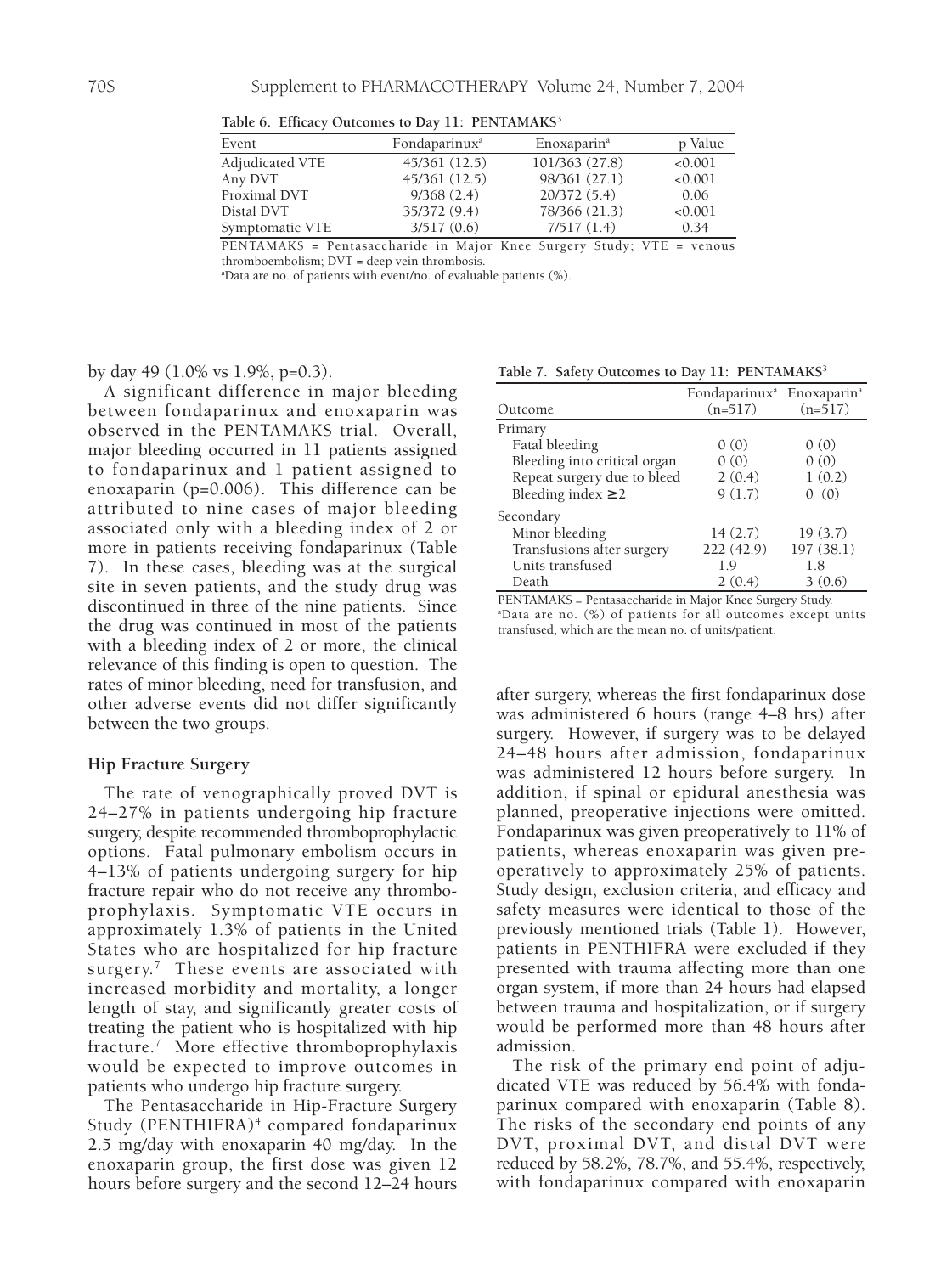**Table 6. Efficacy Outcomes to Day 11: PENTAMAKS[3]**

| Event | Fondaparinux[a] | Enoxaparin[a] | p Value |
|---|---|---|---|
| Adjudicated VTE | 45/361 (12.5) | 101/363 (27.8) | <0.001 |
| Any DVT | 45/361 (12.5) | 98/361 (27.1) | <0.001 |
| Proximal DVT | 9/368 (2.4) | 20/372 (5.4) | 0.06 |
| Distal DVT | 35/372 (9.4) | 78/366 (21.3) | <0.001 |
| Symptomatic VTE | 3/517 (0.6) | 7/517 (1.4) | 0.34 |

PENTAMAKS = Pentasaccharide in Major Knee Surgery Study; VTE = venous thromboembolism; DVT = deep vein thrombosis.
[a]Data are no. of patients with event/no. of evaluable patients (%).

by day 49 (1.0% vs 1.9%, p=0.3).

A significant difference in major bleeding between fondaparinux and enoxaparin was observed in the PENTAMAKS trial. Overall, major bleeding occurred in 11 patients assigned to fondaparinux and 1 patient assigned to enoxaparin (p=0.006). This difference can be attributed to nine cases of major bleeding associated only with a bleeding index of 2 or more in patients receiving fondaparinux (Table 7). In these cases, bleeding was at the surgical site in seven patients, and the study drug was discontinued in three of the nine patients. Since the drug was continued in most of the patients with a bleeding index of 2 or more, the clinical relevance of this finding is open to question. The rates of minor bleeding, need for transfusion, and other adverse events did not differ significantly between the two groups.

**Table 7. Safety Outcomes to Day 11: PENTAMAKS[3]**

| Outcome | Fondaparinux[a] (n=517) | Enoxaparin[a] (n=517) |
|---|---|---|
| Primary | | |
| Fatal bleeding | 0 (0) | 0 (0) |
| Bleeding into critical organ | 0 (0) | 0 (0) |
| Repeat surgery due to bleed | 2 (0.4) | 1 (0.2) |
| Bleeding index ≥2 | 9 (1.7) | 0 (0) |
| Secondary | | |
| Minor bleeding | 14 (2.7) | 19 (3.7) |
| Transfusions after surgery | 222 (42.9) | 197 (38.1) |
| Units transfused | 1.9 | 1.8 |
| Death | 2 (0.4) | 3 (0.6) |

PENTAMAKS = Pentasaccharide in Major Knee Surgery Study.
[a]Data are no. (%) of patients for all outcomes except units transfused, which are the mean no. of units/patient.

### Hip Fracture Surgery

The rate of venographically proved DVT is 24–27% in patients undergoing hip fracture surgery, despite recommended thromboprophylactic options. Fatal pulmonary embolism occurs in 4–13% of patients undergoing surgery for hip fracture repair who do not receive any thromboprophylaxis. Symptomatic VTE occurs in approximately 1.3% of patients in the United States who are hospitalized for hip fracture surgery.[7] These events are associated with increased morbidity and mortality, a longer length of stay, and significantly greater costs of treating the patient who is hospitalized with hip fracture.[7] More effective thromboprophylaxis would be expected to improve outcomes in patients who undergo hip fracture surgery.

The Pentasaccharide in Hip-Fracture Surgery Study (PENTHIFRA)[4] compared fondaparinux 2.5 mg/day with enoxaparin 40 mg/day. In the enoxaparin group, the first dose was given 12 hours before surgery and the second 12–24 hours after surgery, whereas the first fondaparinux dose was administered 6 hours (range 4–8 hrs) after surgery. However, if surgery was to be delayed 24–48 hours after admission, fondaparinux was administered 12 hours before surgery. In addition, if spinal or epidural anesthesia was planned, preoperative injections were omitted. Fondaparinux was given preoperatively to 11% of patients, whereas enoxaparin was given preoperatively to approximately 25% of patients. Study design, exclusion criteria, and efficacy and safety measures were identical to those of the previously mentioned trials (Table 1). However, patients in PENTHIFRA were excluded if they presented with trauma affecting more than one organ system, if more than 24 hours had elapsed between trauma and hospitalization, or if surgery would be performed more than 48 hours after admission.

The risk of the primary end point of adjudicated VTE was reduced by 56.4% with fondaparinux compared with enoxaparin (Table 8). The risks of the secondary end points of any DVT, proximal DVT, and distal DVT were reduced by 58.2%, 78.7%, and 55.4%, respectively, with fondaparinux compared with enoxaparin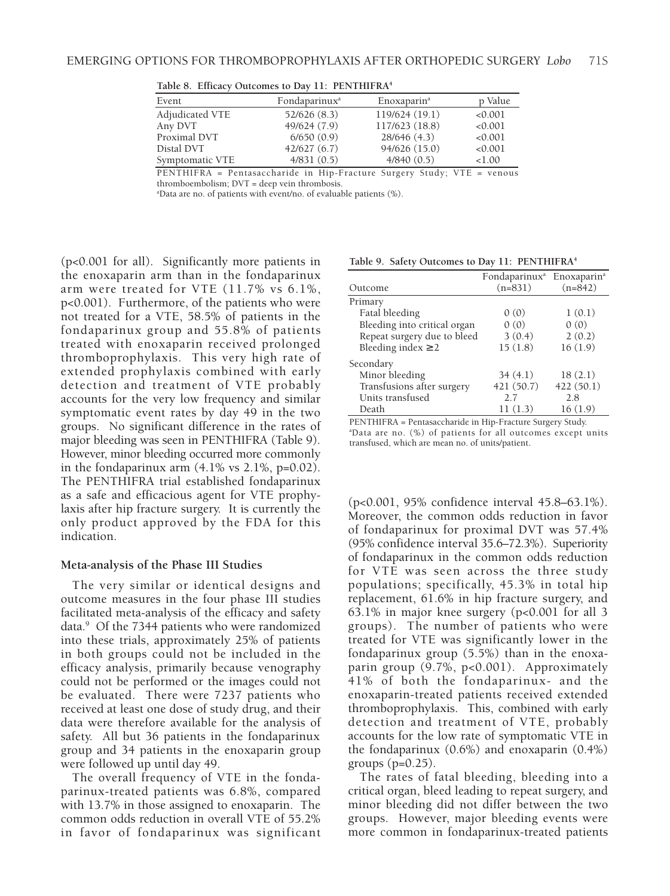**Table 8. Efficacy Outcomes to Day 11: PENTHIFRA[4]**

| Event | Fondaparinux[a] | Enoxaparin[a] | p Value |
|---|---|---|---|
| Adjudicated VTE | 52/626 (8.3) | 119/624 (19.1) | <0.001 |
| Any DVT | 49/624 (7.9) | 117/623 (18.8) | <0.001 |
| Proximal DVT | 6/650 (0.9) | 28/646 (4.3) | <0.001 |
| Distal DVT | 42/627 (6.7) | 94/626 (15.0) | <0.001 |
| Symptomatic VTE | 4/831 (0.5) | 4/840 (0.5) | <1.00 |

PENTHIFRA = Pentasaccharide in Hip-Fracture Surgery Study; VTE = venous thromboembolism; DVT = deep vein thrombosis.
[a]Data are no. of patients with event/no. of evaluable patients (%).

(p<0.001 for all). Significantly more patients in the enoxaparin arm than in the fondaparinux arm were treated for VTE (11.7% vs 6.1%, p<0.001). Furthermore, of the patients who were not treated for a VTE, 58.5% of patients in the fondaparinux group and 55.8% of patients treated with enoxaparin received prolonged thromboprophylaxis. This very high rate of extended prophylaxis combined with early detection and treatment of VTE probably accounts for the very low frequency and similar symptomatic event rates by day 49 in the two groups. No significant difference in the rates of major bleeding was seen in PENTHIFRA (Table 9). However, minor bleeding occurred more commonly in the fondaparinux arm (4.1% vs 2.1%, p=0.02). The PENTHIFRA trial established fondaparinux as a safe and efficacious agent for VTE prophylaxis after hip fracture surgery. It is currently the only product approved by the FDA for this indication.

**Table 9. Safety Outcomes to Day 11: PENTHIFRA[4]**

| Outcome | Fondaparinux[a] (n=831) | Enoxaparin[a] (n=842) |
|---|---|---|
| Primary | | |
| Fatal bleeding | 0 (0) | 1 (0.1) |
| Bleeding into critical organ | 0 (0) | 0 (0) |
| Repeat surgery due to bleed | 3 (0.4) | 2 (0.2) |
| Bleeding index ≥2 | 15 (1.8) | 16 (1.9) |
| Secondary | | |
| Minor bleeding | 34 (4.1) | 18 (2.1) |
| Transfusions after surgery | 421 (50.7) | 422 (50.1) |
| Units transfused | 2.7 | 2.8 |
| Death | 11 (1.3) | 16 (1.9) |

PENTHIFRA = Pentasaccharide in Hip-Fracture Surgery Study.
[a]Data are no. (%) of patients for all outcomes except units transfused, which are mean no. of units/patient.

### Meta-analysis of the Phase III Studies

The very similar or identical designs and outcome measures in the four phase III studies facilitated meta-analysis of the efficacy and safety data.[9] Of the 7344 patients who were randomized into these trials, approximately 25% of patients in both groups could not be included in the efficacy analysis, primarily because venography could not be performed or the images could not be evaluated. There were 7237 patients who received at least one dose of study drug, and their data were therefore available for the analysis of safety. All but 36 patients in the fondaparinux group and 34 patients in the enoxaparin group were followed up until day 49.

The overall frequency of VTE in the fondaparinux-treated patients was 6.8%, compared with 13.7% in those assigned to enoxaparin. The common odds reduction in overall VTE of 55.2% in favor of fondaparinux was significant (p<0.001, 95% confidence interval 45.8–63.1%). Moreover, the common odds reduction in favor of fondaparinux for proximal DVT was 57.4% (95% confidence interval 35.6–72.3%). Superiority of fondaparinux in the common odds reduction for VTE was seen across the three study populations; specifically, 45.3% in total hip replacement, 61.6% in hip fracture surgery, and 63.1% in major knee surgery (p<0.001 for all 3 groups). The number of patients who were treated for VTE was significantly lower in the fondaparinux group (5.5%) than in the enoxaparin group (9.7%, p<0.001). Approximately 41% of both the fondaparinux- and the enoxaparin-treated patients received extended thromboprophylaxis. This, combined with early detection and treatment of VTE, probably accounts for the low rate of symptomatic VTE in the fondaparinux (0.6%) and enoxaparin (0.4%) groups (p=0.25).

The rates of fatal bleeding, bleeding into a critical organ, bleed leading to repeat surgery, and minor bleeding did not differ between the two groups. However, major bleeding events were more common in fondaparinux-treated patients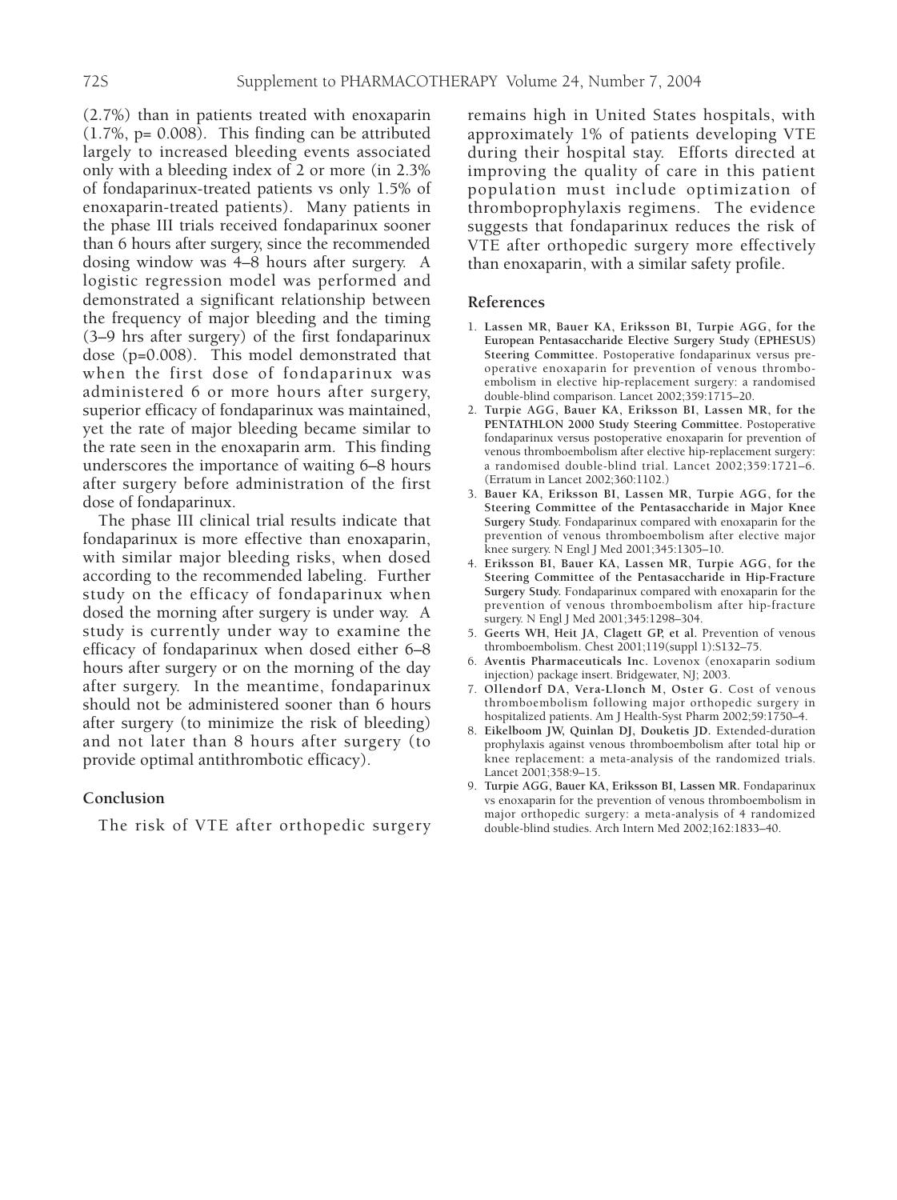(2.7%) than in patients treated with enoxaparin (1.7%, p= 0.008). This finding can be attributed largely to increased bleeding events associated only with a bleeding index of 2 or more (in 2.3% of fondaparinux-treated patients vs only 1.5% of enoxaparin-treated patients). Many patients in the phase III trials received fondaparinux sooner than 6 hours after surgery, since the recommended dosing window was 4–8 hours after surgery. A logistic regression model was performed and demonstrated a significant relationship between the frequency of major bleeding and the timing (3–9 hrs after surgery) of the first fondaparinux dose (p=0.008). This model demonstrated that when the first dose of fondaparinux was administered 6 or more hours after surgery, superior efficacy of fondaparinux was maintained, yet the rate of major bleeding became similar to the rate seen in the enoxaparin arm. This finding underscores the importance of waiting 6–8 hours after surgery before administration of the first dose of fondaparinux.

The phase III clinical trial results indicate that fondaparinux is more effective than enoxaparin, with similar major bleeding risks, when dosed according to the recommended labeling. Further study on the efficacy of fondaparinux when dosed the morning after surgery is under way. A study is currently under way to examine the efficacy of fondaparinux when dosed either 6–8 hours after surgery or on the morning of the day after surgery. In the meantime, fondaparinux should not be administered sooner than 6 hours after surgery (to minimize the risk of bleeding) and not later than 8 hours after surgery (to provide optimal antithrombotic efficacy).

## Conclusion

The risk of VTE after orthopedic surgery remains high in United States hospitals, with approximately 1% of patients developing VTE during their hospital stay. Efforts directed at improving the quality of care in this patient population must include optimization of thromboprophylaxis regimens. The evidence suggests that fondaparinux reduces the risk of VTE after orthopedic surgery more effectively than enoxaparin, with a similar safety profile.

## References

1. **Lassen MR, Bauer KA, Eriksson BI, Turpie AGG, for the European Pentasaccharide Elective Surgery Study (EPHESUS) Steering Committee.** Postoperative fondaparinux versus preoperative enoxaparin for prevention of venous thromboembolism in elective hip-replacement surgery: a randomised double-blind comparison. Lancet 2002;359:1715–20.
2. **Turpie AGG, Bauer KA, Eriksson BI, Lassen MR, for the PENTATHLON 2000 Study Steering Committee.** Postoperative fondaparinux versus postoperative enoxaparin for prevention of venous thromboembolism after elective hip-replacement surgery: a randomised double-blind trial. Lancet 2002;359:1721–6. (Erratum in Lancet 2002;360:1102.)
3. **Bauer KA, Eriksson BI, Lassen MR, Turpie AGG, for the Steering Committee of the Pentasaccharide in Major Knee Surgery Study.** Fondaparinux compared with enoxaparin for the prevention of venous thromboembolism after elective major knee surgery. N Engl J Med 2001;345:1305–10.
4. **Eriksson BI, Bauer KA, Lassen MR, Turpie AGG, for the Steering Committee of the Pentasaccharide in Hip-Fracture Surgery Study.** Fondaparinux compared with enoxaparin for the prevention of venous thromboembolism after hip-fracture surgery. N Engl J Med 2001;345:1298–304.
5. **Geerts WH, Heit JA, Clagett GP, et al.** Prevention of venous thromboembolism. Chest 2001;119(suppl 1):S132–75.
6. **Aventis Pharmaceuticals Inc.** Lovenox (enoxaparin sodium injection) package insert. Bridgewater, NJ; 2003.
7. **Ollendorf DA, Vera-Llonch M, Oster G.** Cost of venous thromboembolism following major orthopedic surgery in hospitalized patients. Am J Health-Syst Pharm 2002;59:1750–4.
8. **Eikelboom JW, Quinlan DJ, Douketis JD.** Extended-duration prophylaxis against venous thromboembolism after total hip or knee replacement: a meta-analysis of the randomized trials. Lancet 2001;358:9–15.
9. **Turpie AGG, Bauer KA, Eriksson BI, Lassen MR.** Fondaparinux vs enoxaparin for the prevention of venous thromboembolism in major orthopedic surgery: a meta-analysis of 4 randomized double-blind studies. Arch Intern Med 2002;162:1833–40.